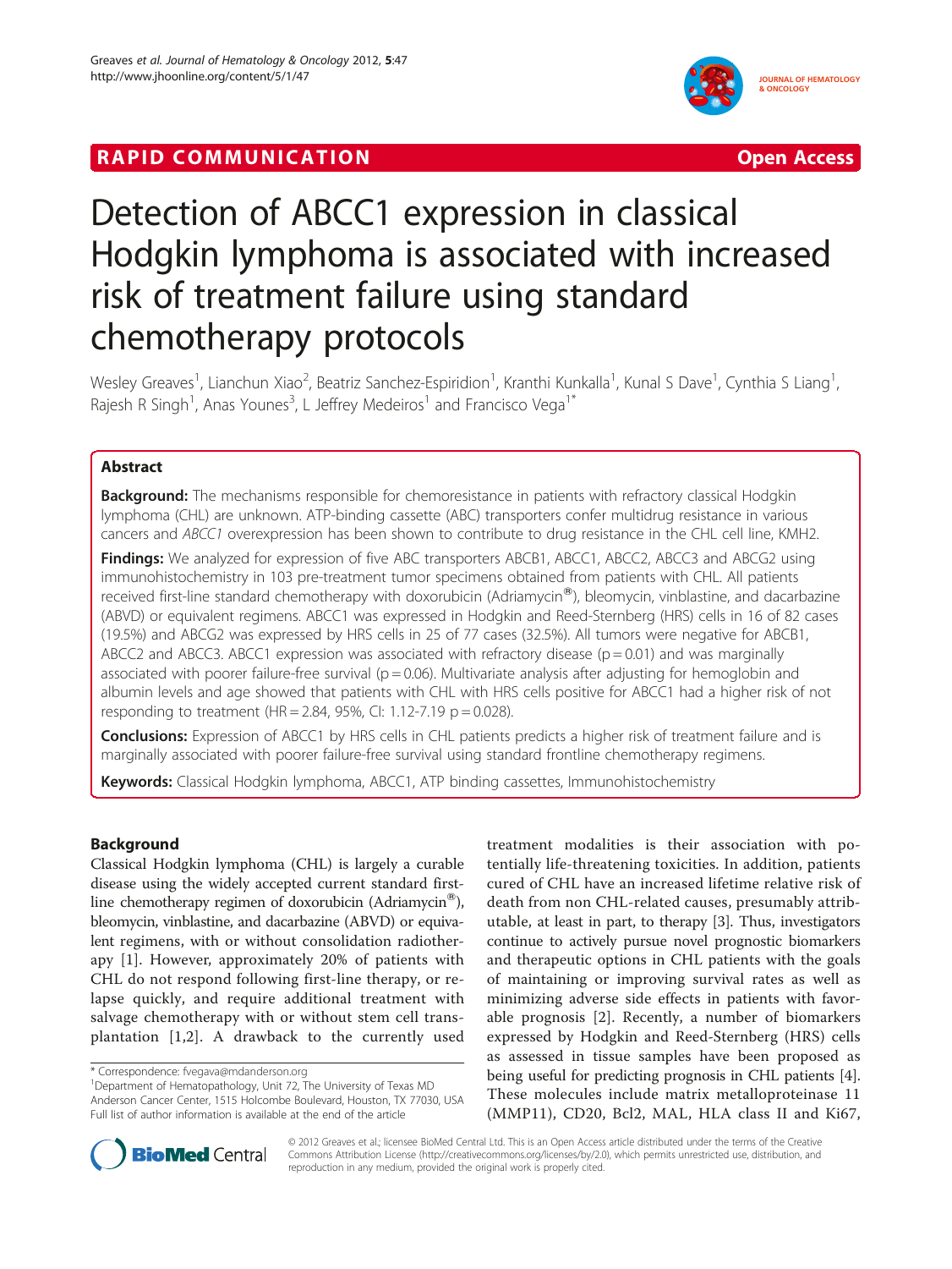RAPID COMMUNICATION Open Access

# Detection of ABCC1 expression in classical Hodgkin lymphoma is associated with increased risk of treatment failure using standard chemotherapy protocols

Wesley Greaves[1], Lianchun Xiao[2], Beatriz Sanchez-Espiridion[1], Kranthi Kunkalla[1], Kunal S Dave[1], Cynthia S Liang[1], Rajesh R Singh[1], Anas Younes[3], L Jeffrey Medeiros[1] and Francisco Vega[1*]

## Abstract

**Background:** The mechanisms responsible for chemoresistance in patients with refractory classical Hodgkin lymphoma (CHL) are unknown. ATP-binding cassette (ABC) transporters confer multidrug resistance in various cancers and *ABCC1* overexpression has been shown to contribute to drug resistance in the CHL cell line, KMH2.

**Findings:** We analyzed for expression of five ABC transporters ABCB1, ABCC1, ABCC2, ABCC3 and ABCG2 using immunohistochemistry in 103 pre-treatment tumor specimens obtained from patients with CHL. All patients received first-line standard chemotherapy with doxorubicin (Adriamycin®), bleomycin, vinblastine, and dacarbazine (ABVD) or equivalent regimens. ABCC1 was expressed in Hodgkin and Reed-Sternberg (HRS) cells in 16 of 82 cases (19.5%) and ABCG2 was expressed by HRS cells in 25 of 77 cases (32.5%). All tumors were negative for ABCB1, ABCC2 and ABCC3. ABCC1 expression was associated with refractory disease (p = 0.01) and was marginally associated with poorer failure-free survival (p = 0.06). Multivariate analysis after adjusting for hemoglobin and albumin levels and age showed that patients with CHL with HRS cells positive for ABCC1 had a higher risk of not responding to treatment (HR = 2.84, 95%, CI: 1.12-7.19 p = 0.028).

**Conclusions:** Expression of ABCC1 by HRS cells in CHL patients predicts a higher risk of treatment failure and is marginally associated with poorer failure-free survival using standard frontline chemotherapy regimens.

**Keywords:** Classical Hodgkin lymphoma, ABCC1, ATP binding cassettes, Immunohistochemistry

## Background

Classical Hodgkin lymphoma (CHL) is largely a curable disease using the widely accepted current standard first-line chemotherapy regimen of doxorubicin (Adriamycin®), bleomycin, vinblastine, and dacarbazine (ABVD) or equivalent regimens, with or without consolidation radiotherapy [1]. However, approximately 20% of patients with CHL do not respond following first-line therapy, or relapse quickly, and require additional treatment with salvage chemotherapy with or without stem cell transplantation [1,2]. A drawback to the currently used treatment modalities is their association with potentially life-threatening toxicities. In addition, patients cured of CHL have an increased lifetime relative risk of death from non CHL-related causes, presumably attributable, at least in part, to therapy [3]. Thus, investigators continue to actively pursue novel prognostic biomarkers and therapeutic options in CHL patients with the goals of maintaining or improving survival rates as well as minimizing adverse side effects in patients with favorable prognosis [2]. Recently, a number of biomarkers expressed by Hodgkin and Reed-Sternberg (HRS) cells as assessed in tissue samples have been proposed as being useful for predicting prognosis in CHL patients [4]. These molecules include matrix metalloproteinase 11 (MMP11), CD20, Bcl2, MAL, HLA class II and Ki67,

\* Correspondence: fvegava@mdanderson.org

[1]Department of Hematopathology, Unit 72, The University of Texas MD Anderson Cancer Center, 1515 Holcombe Boulevard, Houston, TX 77030, USA

Full list of author information is available at the end of the article

© 2012 Greaves et al.; licensee BioMed Central Ltd. This is an Open Access article distributed under the terms of the Creative Commons Attribution License (http://creativecommons.org/licenses/by/2.0), which permits unrestricted use, distribution, and reproduction in any medium, provided the original work is properly cited.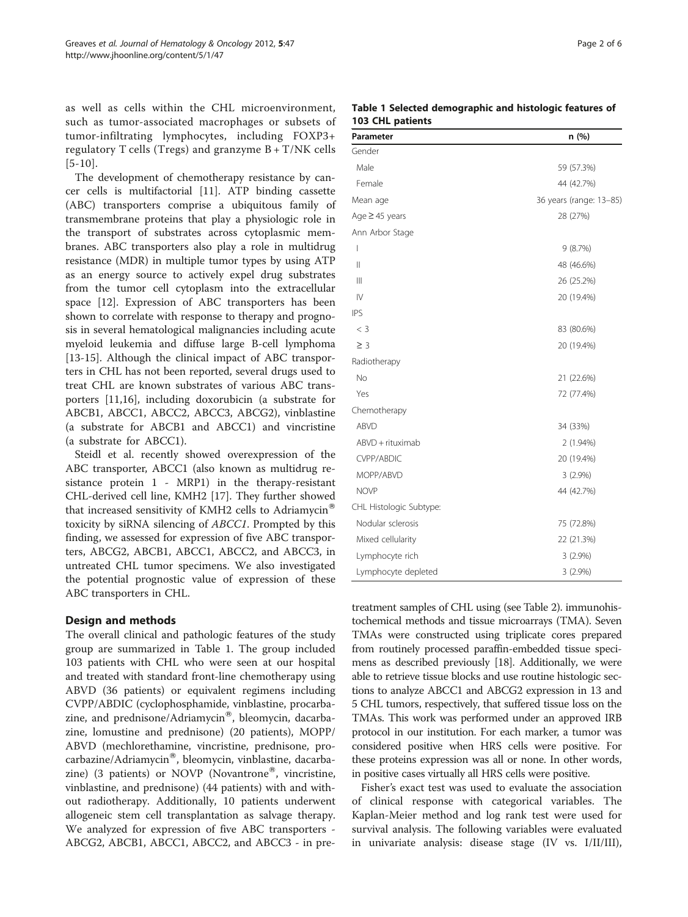as well as cells within the CHL microenvironment, such as tumor-associated macrophages or subsets of tumor-infiltrating lymphocytes, including FOXP3+ regulatory T cells (Tregs) and granzyme B + T/NK cells [5-10].

The development of chemotherapy resistance by cancer cells is multifactorial [11]. ATP binding cassette (ABC) transporters comprise a ubiquitous family of transmembrane proteins that play a physiologic role in the transport of substrates across cytoplasmic membranes. ABC transporters also play a role in multidrug resistance (MDR) in multiple tumor types by using ATP as an energy source to actively expel drug substrates from the tumor cell cytoplasm into the extracellular space [12]. Expression of ABC transporters has been shown to correlate with response to therapy and prognosis in several hematological malignancies including acute myeloid leukemia and diffuse large B-cell lymphoma [13-15]. Although the clinical impact of ABC transporters in CHL has not been reported, several drugs used to treat CHL are known substrates of various ABC transporters [11,16], including doxorubicin (a substrate for ABCB1, ABCC1, ABCC2, ABCC3, ABCG2), vinblastine (a substrate for ABCB1 and ABCC1) and vincristine (a substrate for ABCC1).

Steidl et al. recently showed overexpression of the ABC transporter, ABCC1 (also known as multidrug resistance protein 1 - MRP1) in the therapy-resistant CHL-derived cell line, KMH2 [17]. They further showed that increased sensitivity of KMH2 cells to Adriamycin® toxicity by siRNA silencing of *ABCC1*. Prompted by this finding, we assessed for expression of five ABC transporters, ABCG2, ABCB1, ABCC1, ABCC2, and ABCC3, in untreated CHL tumor specimens. We also investigated the potential prognostic value of expression of these ABC transporters in CHL.

## Design and methods

The overall clinical and pathologic features of the study group are summarized in Table 1. The group included 103 patients with CHL who were seen at our hospital and treated with standard front-line chemotherapy using ABVD (36 patients) or equivalent regimens including CVPP/ABDIC (cyclophosphamide, vinblastine, procarbazine, and prednisone/Adriamycin®, bleomycin, dacarbazine, lomustine and prednisone) (20 patients), MOPP/ABVD (mechlorethamine, vincristine, prednisone, procarbazine/Adriamycin®, bleomycin, vinblastine, dacarbazine) (3 patients) or NOVP (Novantrone®, vincristine, vinblastine, and prednisone) (44 patients) with and without radiotherapy. Additionally, 10 patients underwent allogeneic stem cell transplantation as salvage therapy. We analyzed for expression of five ABC transporters - ABCG2, ABCB1, ABCC1, ABCC2, and ABCC3 - in pre-treatment samples of CHL using (see Table 2). immunohistochemical methods and tissue microarrays (TMA). Seven TMAs were constructed using triplicate cores prepared from routinely processed paraffin-embedded tissue specimens as described previously [18]. Additionally, we were able to retrieve tissue blocks and use routine histologic sections to analyze ABCC1 and ABCG2 expression in 13 and 5 CHL tumors, respectively, that suffered tissue loss on the TMAs. This work was performed under an approved IRB protocol in our institution. For each marker, a tumor was considered positive when HRS cells were positive. For these proteins expression was all or none. In other words, in positive cases virtually all HRS cells were positive.

**Table 1 Selected demographic and histologic features of 103 CHL patients**

| Parameter | n (%) |
|---|---|
| Gender | |
| Male | 59 (57.3%) |
| Female | 44 (42.7%) |
| Mean age | 36 years (range: 13–85) |
| Age ≥ 45 years | 28 (27%) |
| Ann Arbor Stage | |
| I | 9 (8.7%) |
| II | 48 (46.6%) |
| III | 26 (25.2%) |
| IV | 20 (19.4%) |
| IPS | |
| < 3 | 83 (80.6%) |
| ≥ 3 | 20 (19.4%) |
| Radiotherapy | |
| No | 21 (22.6%) |
| Yes | 72 (77.4%) |
| Chemotherapy | |
| ABVD | 34 (33%) |
| ABVD + rituximab | 2 (1.94%) |
| CVPP/ABDIC | 20 (19.4%) |
| MOPP/ABVD | 3 (2.9%) |
| NOVP | 44 (42.7%) |
| CHL Histologic Subtype: | |
| Nodular sclerosis | 75 (72.8%) |
| Mixed cellularity | 22 (21.3%) |
| Lymphocyte rich | 3 (2.9%) |
| Lymphocyte depleted | 3 (2.9%) |

Fisher's exact test was used to evaluate the association of clinical response with categorical variables. The Kaplan-Meier method and log rank test were used for survival analysis. The following variables were evaluated in univariate analysis: disease stage (IV vs. I/II/III),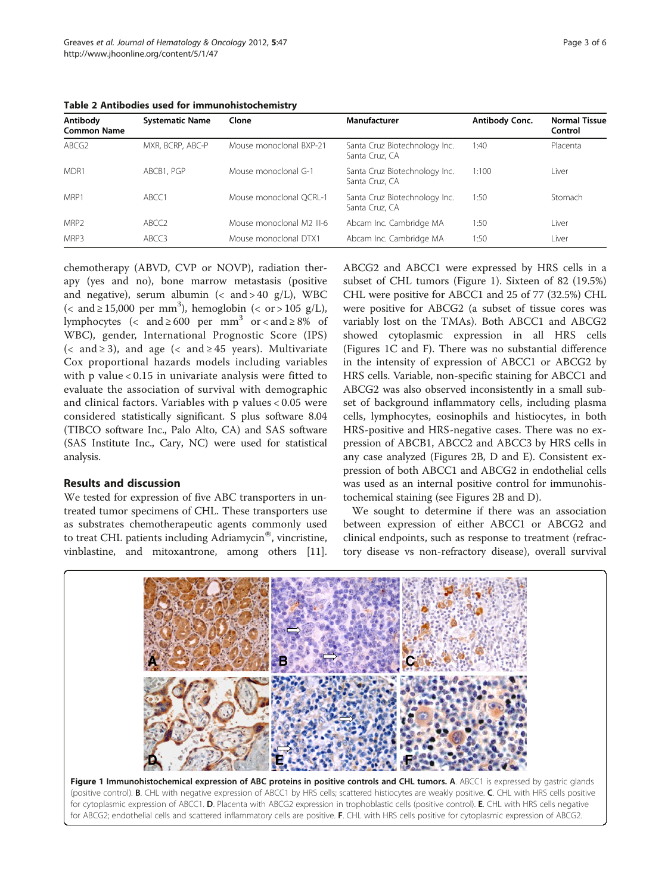**Table 2 Antibodies used for immunohistochemistry**

| Antibody Common Name | Systematic Name | Clone | Manufacturer | Antibody Conc. | Normal Tissue Control |
|---|---|---|---|---|---|
| ABCG2 | MXR, BCRP, ABC-P | Mouse monoclonal BXP-21 | Santa Cruz Biotechnology Inc. Santa Cruz, CA | 1:40 | Placenta |
| MDR1 | ABCB1, PGP | Mouse monoclonal G-1 | Santa Cruz Biotechnology Inc. Santa Cruz, CA | 1:100 | Liver |
| MRP1 | ABCC1 | Mouse monoclonal QCRL-1 | Santa Cruz Biotechnology Inc. Santa Cruz, CA | 1:50 | Stomach |
| MRP2 | ABCC2 | Mouse monoclonal M2 III-6 | Abcam Inc. Cambridge MA | 1:50 | Liver |
| MRP3 | ABCC3 | Mouse monoclonal DTX1 | Abcam Inc. Cambridge MA | 1:50 | Liver |

chemotherapy (ABVD, CVP or NOVP), radiation therapy (yes and no), bone marrow metastasis (positive and negative), serum albumin (< and > 40 g/L), WBC (< and ≥ 15,000 per $mm^3$), hemoglobin (< or > 105 g/L), lymphocytes (< and ≥ 600 per $mm^3$ or < and ≥ 8% of WBC), gender, International Prognostic Score (IPS) (< and ≥ 3), and age (< and ≥ 45 years). Multivariate Cox proportional hazards models including variables with p value < 0.15 in univariate analysis were fitted to evaluate the association of survival with demographic and clinical factors. Variables with p values < 0.05 were considered statistically significant. S plus software 8.04 (TIBCO software Inc., Palo Alto, CA) and SAS software (SAS Institute Inc., Cary, NC) were used for statistical analysis.

## Results and discussion

We tested for expression of five ABC transporters in untreated tumor specimens of CHL. These transporters use as substrates chemotherapeutic agents commonly used to treat CHL patients including Adriamycin®, vincristine, vinblastine, and mitoxantrone, among others [11]. ABCG2 and ABCC1 were expressed by HRS cells in a subset of CHL tumors (Figure 1). Sixteen of 82 (19.5%) CHL were positive for ABCC1 and 25 of 77 (32.5%) CHL were positive for ABCG2 (a subset of tissue cores was variably lost on the TMAs). Both ABCC1 and ABCG2 showed cytoplasmic expression in all HRS cells (Figures 1C and F). There was no substantial difference in the intensity of expression of ABCC1 or ABCG2 by HRS cells. Variable, non-specific staining for ABCC1 and ABCG2 was also observed inconsistently in a small subset of background inflammatory cells, including plasma cells, lymphocytes, eosinophils and histiocytes, in both HRS-positive and HRS-negative cases. There was no expression of ABCB1, ABCC2 and ABCC3 by HRS cells in any case analyzed (Figures 2B, D and E). Consistent expression of both ABCC1 and ABCG2 in endothelial cells was used as an internal positive control for immunohistochemical staining (see Figures 2B and D).

We sought to determine if there was an association between expression of either ABCC1 or ABCG2 and clinical endpoints, such as response to treatment (refractory disease vs non-refractory disease), overall survival

**Figure 1 Immunohistochemical expression of ABC proteins in positive controls and CHL tumors. A**. ABCC1 is expressed by gastric glands (positive control). **B**. CHL with negative expression of ABCC1 by HRS cells; scattered histiocytes are weakly positive. **C**. CHL with HRS cells positive for cytoplasmic expression of ABCC1. **D**. Placenta with ABCG2 expression in trophoblastic cells (positive control). **E**. CHL with HRS cells negative for ABCG2; endothelial cells and scattered inflammatory cells are positive. **F**. CHL with HRS cells positive for cytoplasmic expression of ABCG2.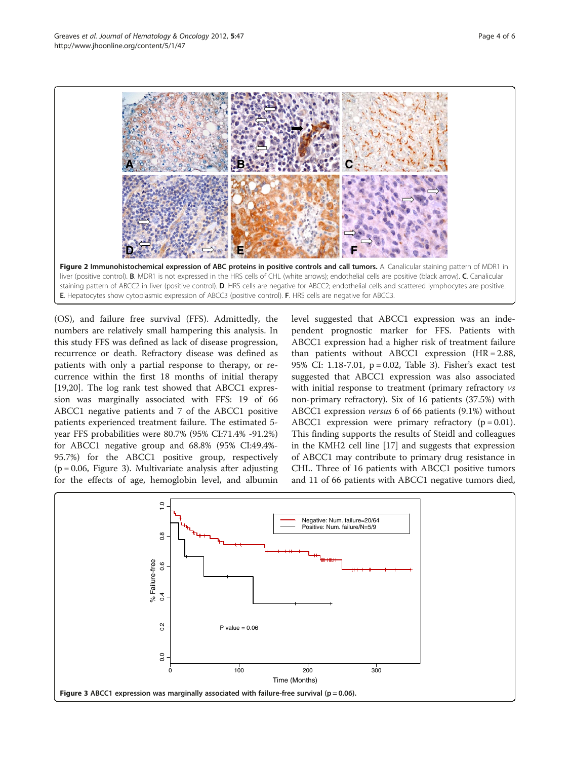**Figure 2 Immunohistochemical expression of ABC proteins in positive controls and call tumors.** A. Canalicular staining pattern of MDR1 in liver (positive control). **B**. MDR1 is not expressed in the HRS cells of CHL (white arrows); endothelial cells are positive (black arrow). **C**. Canalicular staining pattern of ABCC2 in liver (positive control). **D**. HRS cells are negative for ABCC2; endothelial cells and scattered lymphocytes are positive. **E**. Hepatocytes show cytoplasmic expression of ABCC3 (positive control). **F**. HRS cells are negative for ABCC3.

(OS), and failure free survival (FFS). Admittedly, the numbers are relatively small hampering this analysis. In this study FFS was defined as lack of disease progression, recurrence or death. Refractory disease was defined as patients with only a partial response to therapy, or recurrence within the first 18 months of initial therapy [19,20]. The log rank test showed that ABCC1 expression was marginally associated with FFS: 19 of 66 ABCC1 negative patients and 7 of the ABCC1 positive patients experienced treatment failure. The estimated 5-year FFS probabilities were 80.7% (95% CI:71.4% -91.2%) for ABCC1 negative group and 68.8% (95% CI:49.4%-95.7%) for the ABCC1 positive group, respectively ($p = 0.06$, Figure 3). Multivariate analysis after adjusting for the effects of age, hemoglobin level, and albumin level suggested that ABCC1 expression was an independent prognostic marker for FFS. Patients with ABCC1 expression had a higher risk of treatment failure than patients without ABCC1 expression (HR = 2.88, 95% CI: 1.18-7.01, $p = 0.02$, Table 3). Fisher's exact test suggested that ABCC1 expression was also associated with initial response to treatment (primary refractory *vs* non-primary refractory). Six of 16 patients (37.5%) with ABCC1 expression *versus* 6 of 66 patients (9.1%) without ABCC1 expression were primary refractory ($p = 0.01$). This finding supports the results of Steidl and colleagues in the KMH2 cell line [17] and suggests that expression of ABCC1 may contribute to primary drug resistance in CHL. Three of 16 patients with ABCC1 positive tumors and 11 of 66 patients with ABCC1 negative tumors died,

**Figure 3 ABCC1 expression was marginally associated with failure-free survival ($p = 0.06$).**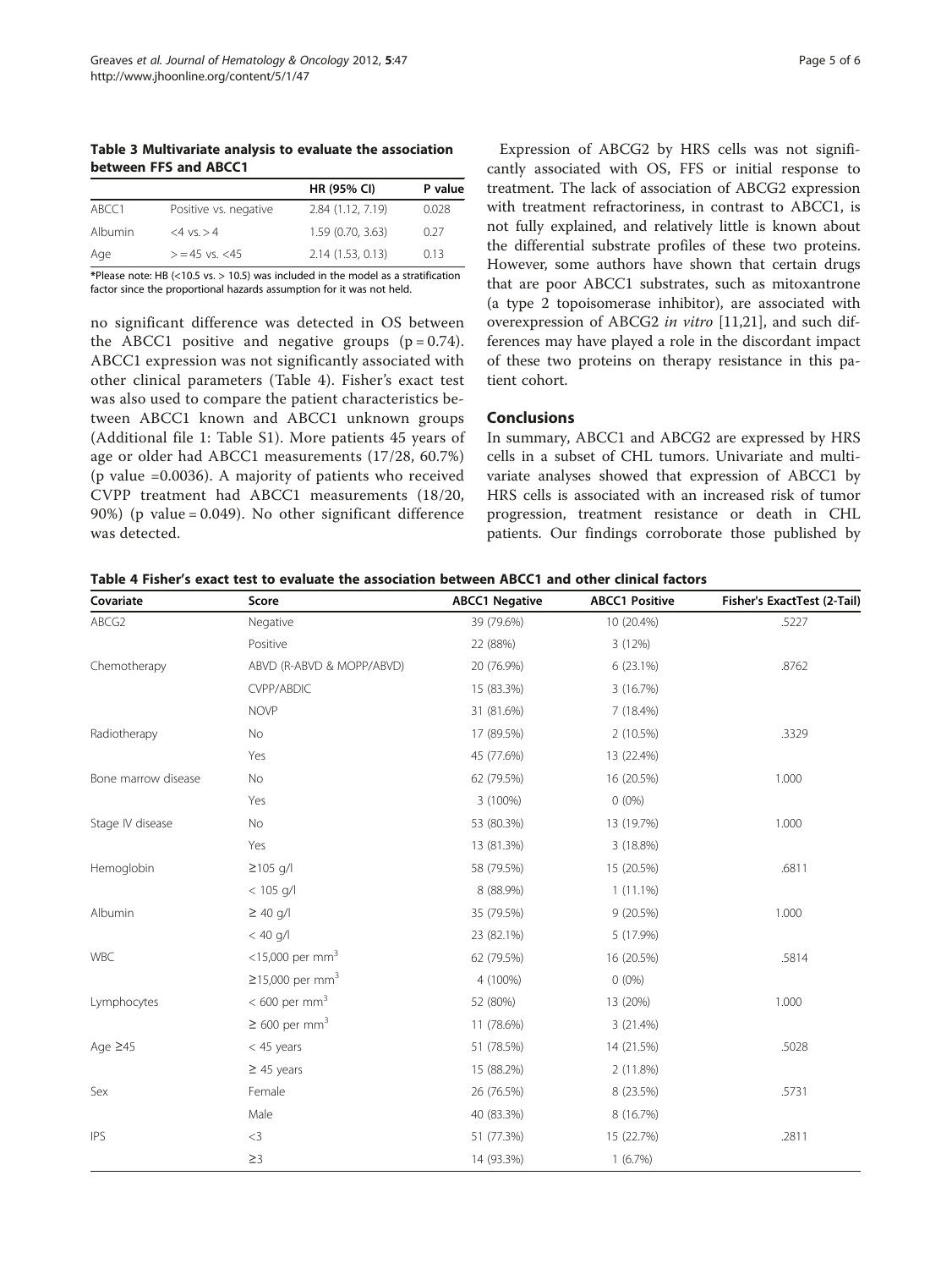**Table 3 Multivariate analysis to evaluate the association between FFS and ABCC1**

| | | HR (95% CI) | P value |
|---|---|---|---|
| ABCC1 | Positive vs. negative | 2.84 (1.12, 7.19) | 0.028 |
| Albumin | <4 vs. > 4 | 1.59 (0.70, 3.63) | 0.27 |
| Age | > = 45 vs. <45 | 2.14 (1.53, 0.13) | 0.13 |

*Please note: HB (<10.5 vs. > 10.5) was included in the model as a stratification factor since the proportional hazards assumption for it was not held.

no significant difference was detected in OS between the ABCC1 positive and negative groups ($p = 0.74$). ABCC1 expression was not significantly associated with other clinical parameters (Table 4). Fisher's exact test was also used to compare the patient characteristics between ABCC1 known and ABCC1 unknown groups (Additional file 1: Table S1). More patients 45 years of age or older had ABCC1 measurements (17/28, 60.7%) (p value =0.0036). A majority of patients who received CVPP treatment had ABCC1 measurements (18/20, 90%) (p value = 0.049). No other significant difference was detected.

Expression of ABCG2 by HRS cells was not significantly associated with OS, FFS or initial response to treatment. The lack of association of ABCG2 expression with treatment refractoriness, in contrast to ABCC1, is not fully explained, and relatively little is known about the differential substrate profiles of these two proteins. However, some authors have shown that certain drugs that are poor ABCC1 substrates, such as mitoxantrone (a type 2 topoisomerase inhibitor), are associated with overexpression of ABCG2 *in vitro* [11,21], and such differences may have played a role in the discordant impact of these two proteins on therapy resistance in this patient cohort.

## Conclusions

In summary, ABCC1 and ABCG2 are expressed by HRS cells in a subset of CHL tumors. Univariate and multivariate analyses showed that expression of ABCC1 by HRS cells is associated with an increased risk of tumor progression, treatment resistance or death in CHL patients. Our findings corroborate those published by

**Table 4 Fisher's exact test to evaluate the association between ABCC1 and other clinical factors**

| Covariate | Score | ABCC1 Negative | ABCC1 Positive | Fisher's ExactTest (2-Tail) |
|---|---|---|---|---|
| ABCG2 | Negative | 39 (79.6%) | 10 (20.4%) | .5227 |
| | Positive | 22 (88%) | 3 (12%) | |
| Chemotherapy | ABVD (R-ABVD & MOPP/ABVD) | 20 (76.9%) | 6 (23.1%) | .8762 |
| | CVPP/ABDIC | 15 (83.3%) | 3 (16.7%) | |
| | NOVP | 31 (81.6%) | 7 (18.4%) | |
| Radiotherapy | No | 17 (89.5%) | 2 (10.5%) | .3329 |
| | Yes | 45 (77.6%) | 13 (22.4%) | |
| Bone marrow disease | No | 62 (79.5%) | 16 (20.5%) | 1.000 |
| | Yes | 3 (100%) | 0 (0%) | |
| Stage IV disease | No | 53 (80.3%) | 13 (19.7%) | 1.000 |
| | Yes | 13 (81.3%) | 3 (18.8%) | |
| Hemoglobin | ≥105 g/l | 58 (79.5%) | 15 (20.5%) | .6811 |
| | < 105 g/l | 8 (88.9%) | 1 (11.1%) | |
| Albumin | ≥ 40 g/l | 35 (79.5%) | 9 (20.5%) | 1.000 |
| | < 40 g/l | 23 (82.1%) | 5 (17.9%) | |
| WBC | <15,000 per $mm^3$ | 62 (79.5%) | 16 (20.5%) | .5814 |
| | ≥15,000 per $mm^3$ | 4 (100%) | 0 (0%) | |
| Lymphocytes | < 600 per $mm^3$ | 52 (80%) | 13 (20%) | 1.000 |
| | ≥ 600 per $mm^3$ | 11 (78.6%) | 3 (21.4%) | |
| Age ≥45 | < 45 years | 51 (78.5%) | 14 (21.5%) | .5028 |
| | ≥ 45 years | 15 (88.2%) | 2 (11.8%) | |
| Sex | Female | 26 (76.5%) | 8 (23.5%) | .5731 |
| | Male | 40 (83.3%) | 8 (16.7%) | |
| IPS | <3 | 51 (77.3%) | 15 (22.7%) | .2811 |
| | ≥3 | 14 (93.3%) | 1 (6.7%) | |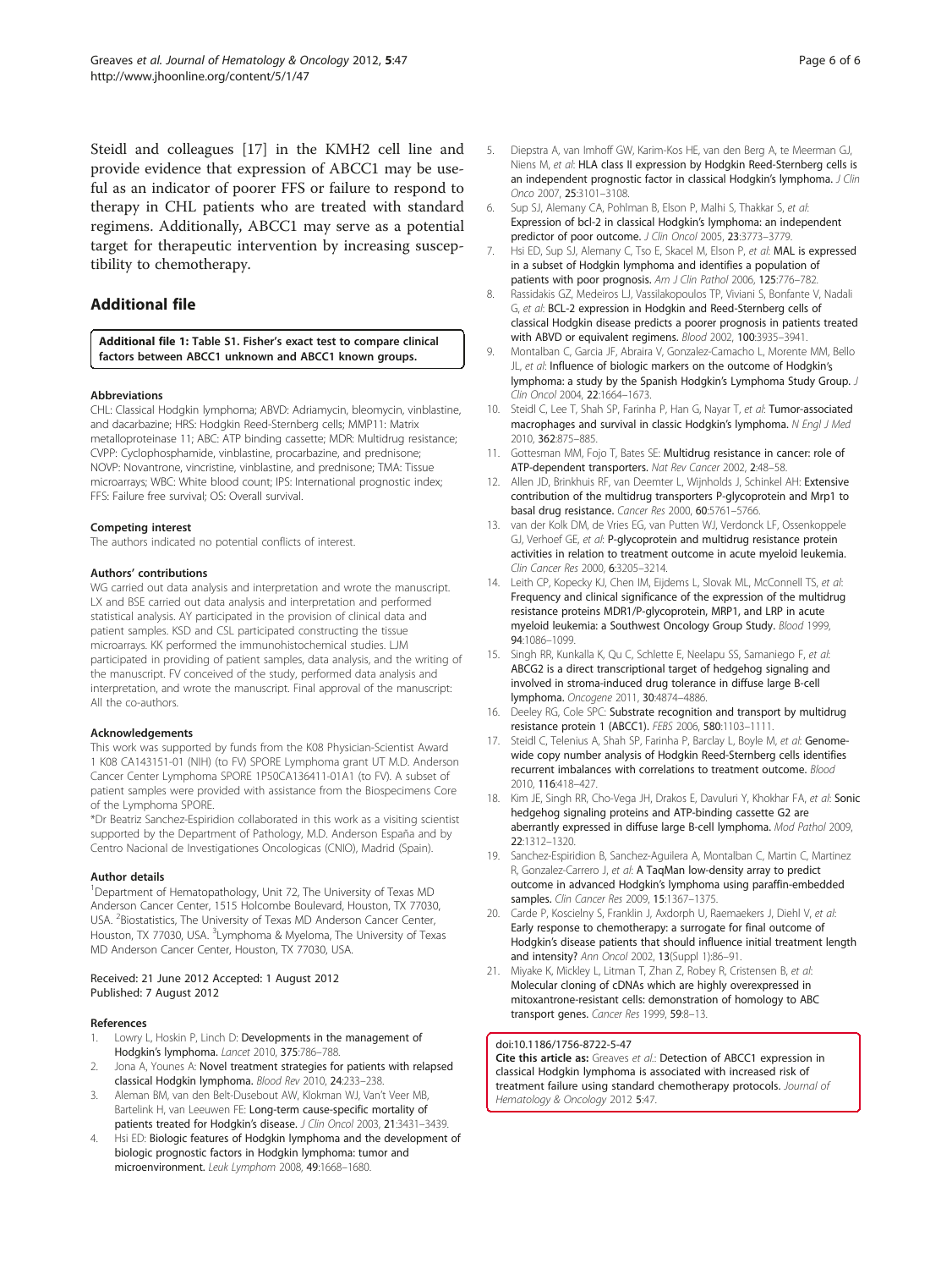Steidl and colleagues [17] in the KMH2 cell line and provide evidence that expression of ABCC1 may be useful as an indicator of poorer FFS or failure to respond to therapy in CHL patients who are treated with standard regimens. Additionally, ABCC1 may serve as a potential target for therapeutic intervention by increasing susceptibility to chemotherapy.

## Additional file

**Additional file 1: Table S1. Fisher's exact test to compare clinical factors between ABCC1 unknown and ABCC1 known groups.**

#### Abbreviations

CHL: Classical Hodgkin lymphoma; ABVD: Adriamycin, bleomycin, vinblastine, and dacarbazine; HRS: Hodgkin Reed-Sternberg cells; MMP11: Matrix metalloproteinase 11; ABC: ATP binding cassette; MDR: Multidrug resistance; CVPP: Cyclophosphamide, vinblastine, procarbazine, and prednisone; NOVP: Novantrone, vincristine, vinblastine, and prednisone; TMA: Tissue microarrays; WBC: White blood count; IPS: International prognostic index; FFS: Failure free survival; OS: Overall survival.

#### Competing interest

The authors indicated no potential conflicts of interest.

#### Authors' contributions

WG carried out data analysis and interpretation and wrote the manuscript. LX and BSE carried out data analysis and interpretation and performed statistical analysis. AY participated in the provision of clinical data and patient samples. KSD and CSL participated constructing the tissue microarrays. KK performed the immunohistochemical studies. LJM participated in providing of patient samples, data analysis, and the writing of the manuscript. FV conceived of the study, performed data analysis and interpretation, and wrote the manuscript. Final approval of the manuscript: All the co-authors.

#### Acknowledgements

This work was supported by funds from the K08 Physician-Scientist Award 1 K08 CA143151-01 (NIH) (to FV) SPORE Lymphoma grant UT M.D. Anderson Cancer Center Lymphoma SPORE 1P50CA136411-01A1 (to FV). A subset of patient samples were provided with assistance from the Biospecimens Core of the Lymphoma SPORE.

*Dr Beatriz Sanchez-Espiridion collaborated in this work as a visiting scientist supported by the Department of Pathology, M.D. Anderson España and by Centro Nacional de Investigationes Oncologicas (CNIO), Madrid (Spain).

#### Author details

[1]Department of Hematopathology, Unit 72, The University of Texas MD Anderson Cancer Center, 1515 Holcombe Boulevard, Houston, TX 77030, USA. [2]Biostatistics, The University of Texas MD Anderson Cancer Center, Houston, TX 77030, USA. [3]Lymphoma & Myeloma, The University of Texas MD Anderson Cancer Center, Houston, TX 77030, USA.

Received: 21 June 2012 Accepted: 1 August 2012
Published: 7 August 2012

#### References

1. Lowry L, Hoskin P, Linch D: **Developments in the management of Hodgkin's lymphoma.** *Lancet* 2010, **375**:786–788.
2. Jona A, Younes A: **Novel treatment strategies for patients with relapsed classical Hodgkin lymphoma.** *Blood Rev* 2010, **24**:233–238.
3. Aleman BM, van den Belt-Dusebout AW, Klokman WJ, Van't Veer MB, Bartelink H, van Leeuwen FE: **Long-term cause-specific mortality of patients treated for Hodgkin's disease.** *J Clin Oncol* 2003, **21**:3431–3439.
4. Hsi ED: **Biologic features of Hodgkin lymphoma and the development of biologic prognostic factors in Hodgkin lymphoma: tumor and microenvironment.** *Leuk Lymphom* 2008, **49**:1668–1680.
5. Diepstra A, van Imhoff GW, Karim-Kos HE, van den Berg A, te Meerman GJ, Niens M, *et al*: **HLA class II expression by Hodgkin Reed-Sternberg cells is an independent prognostic factor in classical Hodgkin's lymphoma.** *J Clin Onco* 2007, **25**:3101–3108.
6. Sup SJ, Alemany CA, Pohlman B, Elson P, Malhi S, Thakkar S, *et al*: **Expression of bcl-2 in classical Hodgkin's lymphoma: an independent predictor of poor outcome.** *J Clin Oncol* 2005, **23**:3773–3779.
7. Hsi ED, Sup SJ, Alemany C, Tso E, Skacel M, Elson P, *et al*: **MAL is expressed in a subset of Hodgkin lymphoma and identifies a population of patients with poor prognosis.** *Am J Clin Pathol* 2006, **125**:776–782.
8. Rassidakis GZ, Medeiros LJ, Vassilakopoulos TP, Viviani S, Bonfante V, Nadali G, *et al*: **BCL-2 expression in Hodgkin and Reed-Sternberg cells of classical Hodgkin disease predicts a poorer prognosis in patients treated with ABVD or equivalent regimens.** *Blood* 2002, **100**:3935–3941.
9. Montalban C, Garcia JF, Abraira V, Gonzalez-Camacho L, Morente MM, Bello JL, *et al*: **Influence of biologic markers on the outcome of Hodgkin's lymphoma: a study by the Spanish Hodgkin's Lymphoma Study Group.** *J Clin Oncol* 2004, **22**:1664–1673.
10. Steidl C, Lee T, Shah SP, Farinha P, Han G, Nayar T, *et al*: **Tumor-associated macrophages and survival in classic Hodgkin's lymphoma.** *N Engl J Med* 2010, **362**:875–885.
11. Gottesman MM, Fojo T, Bates SE: **Multidrug resistance in cancer: role of ATP-dependent transporters.** *Nat Rev Cancer* 2002, **2**:48–58.
12. Allen JD, Brinkhuis RF, van Deemter L, Wijnholds J, Schinkel AH: **Extensive contribution of the multidrug transporters P-glycoprotein and Mrp1 to basal drug resistance.** *Cancer Res* 2000, **60**:5761–5766.
13. van der Kolk DM, de Vries EG, van Putten WJ, Verdonck LF, Ossenkoppele GJ, Verhoef GE, *et al*: **P-glycoprotein and multidrug resistance protein activities in relation to treatment outcome in acute myeloid leukemia.** *Clin Cancer Res* 2000, **6**:3205–3214.
14. Leith CP, Kopecky KJ, Chen IM, Eijdems L, Slovak ML, McConnell TS, *et al*: **Frequency and clinical significance of the expression of the multidrug resistance proteins MDR1/P-glycoprotein, MRP1, and LRP in acute myeloid leukemia: a Southwest Oncology Group Study.** *Blood* 1999, **94**:1086–1099.
15. Singh RR, Kunkalla K, Qu C, Schlette E, Neelapu SS, Samaniego F, *et al*: **ABCG2 is a direct transcriptional target of hedgehog signaling and involved in stroma-induced drug tolerance in diffuse large B-cell lymphoma.** *Oncogene* 2011, **30**:4874–4886.
16. Deeley RG, Cole SPC: **Substrate recognition and transport by multidrug resistance protein 1 (ABCC1).** *FEBS* 2006, **580**:1103–1111.
17. Steidl C, Telenius A, Shah SP, Farinha P, Barclay L, Boyle M, *et al*: **Genome-wide copy number analysis of Hodgkin Reed-Sternberg cells identifies recurrent imbalances with correlations to treatment outcome.** *Blood* 2010, **116**:418–427.
18. Kim JE, Singh RR, Cho-Vega JH, Drakos E, Davuluri Y, Khokhar FA, *et al*: **Sonic hedgehog signaling proteins and ATP-binding cassette G2 are aberrantly expressed in diffuse large B-cell lymphoma.** *Mod Pathol* 2009, **22**:1312–1320.
19. Sanchez-Espiridion B, Sanchez-Aguilera A, Montalban C, Martin C, Martinez R, Gonzalez-Carrero J, *et al*: **A TaqMan low-density array to predict outcome in advanced Hodgkin's lymphoma using paraffin-embedded samples.** *Clin Cancer Res* 2009, **15**:1367–1375.
20. Carde P, Koscielny S, Franklin J, Axdorph U, Raemaekers J, Diehl V, *et al*: **Early response to chemotherapy: a surrogate for final outcome of Hodgkin's disease patients that should influence initial treatment length and intensity?** *Ann Oncol* 2002, **13**(Suppl 1):86–91.
21. Miyake K, Mickley L, Litman T, Zhan Z, Robey R, Cristensen B, *et al*: **Molecular cloning of cDNAs which are highly overexpressed in mitoxantrone-resistant cells: demonstration of homology to ABC transport genes.** *Cancer Res* 1999, **59**:8–13.

doi:10.1186/1756-8722-5-47

**Cite this article as:** Greaves *et al.*: Detection of ABCC1 expression in classical Hodgkin lymphoma is associated with increased risk of treatment failure using standard chemotherapy protocols. *Journal of Hematology & Oncology* 2012 **5**:47.